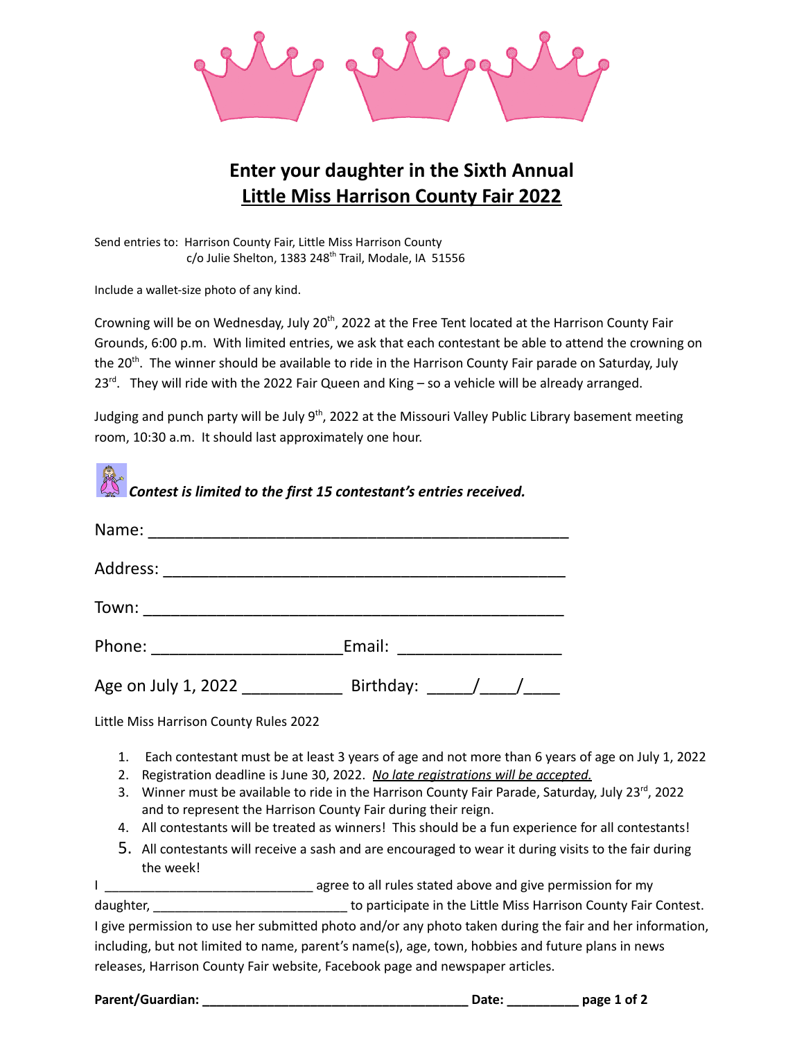# Enter your daughter in the Sixth Annual
# Little Miss Harrison County Fair 2022

Send entries to: Harrison County Fair, Little Miss Harrison County
c/o Julie Shelton, 1383 248th Trail, Modale, IA 51556

Include a wallet-size photo of any kind.

Crowning will be on Wednesday, July 20th, 2022 at the Free Tent located at the Harrison County Fair Grounds, 6:00 p.m. With limited entries, we ask that each contestant be able to attend the crowning on the 20th. The winner should be available to ride in the Harrison County Fair parade on Saturday, July 23rd. They will ride with the 2022 Fair Queen and King – so a vehicle will be already arranged.

Judging and punch party will be July 9th, 2022 at the Missouri Valley Public Library basement meeting room, 10:30 a.m. It should last approximately one hour.

***Contest is limited to the first 15 contestant's entries received.***

Name: ________________________________________________

Address: ______________________________________________

Town: ________________________________________________

Phone: ______________________Email: ___________________

Age on July 1, 2022 ___________ Birthday: _____/____/____

Little Miss Harrison County Rules 2022

1. Each contestant must be at least 3 years of age and not more than 6 years of age on July 1, 2022
2. Registration deadline is June 30, 2022. *No late registrations will be accepted.*
3. Winner must be available to ride in the Harrison County Fair Parade, Saturday, July 23rd, 2022 and to represent the Harrison County Fair during their reign.
4. All contestants will be treated as winners! This should be a fun experience for all contestants!
5. All contestants will receive a sash and are encouraged to wear it during visits to the fair during the week!

I ____________________________ agree to all rules stated above and give permission for my daughter, __________________________ to participate in the Little Miss Harrison County Fair Contest. I give permission to use her submitted photo and/or any photo taken during the fair and her information, including, but not limited to name, parent's name(s), age, town, hobbies and future plans in news releases, Harrison County Fair website, Facebook page and newspaper articles.

**Parent/Guardian: _____________________________________ Date: __________**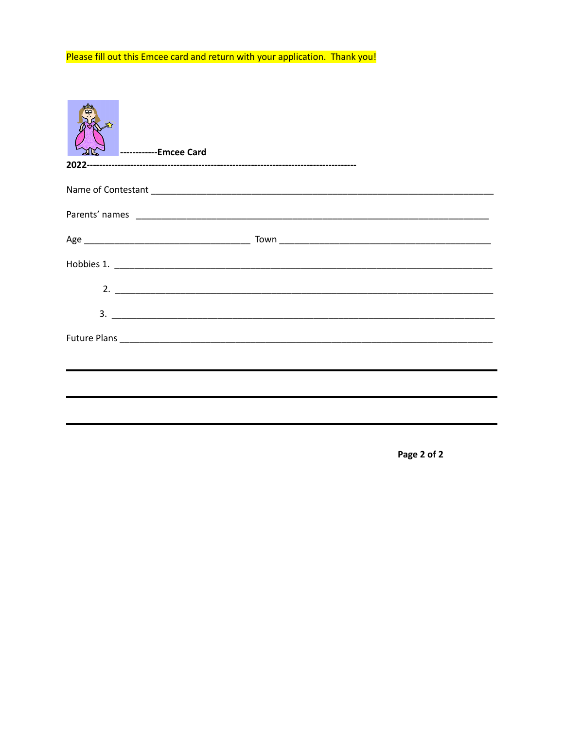Please fill out this Emcee card and return with your application. Thank you!

**------------Emcee Card**
**2022-----------------------------------------------------------------------------------**

Name of Contestant ______________________________________________________________________

Parents' names ______________________________________________________________________

Age ________________________________ Town ________________________________________

Hobbies 1. _________________________________________________________________________

2. _________________________________________________________________________

3. _________________________________________________________________________

Future Plans _________________________________________________________________________

_____________________________________________________________________________________

_____________________________________________________________________________________

_____________________________________________________________________________________